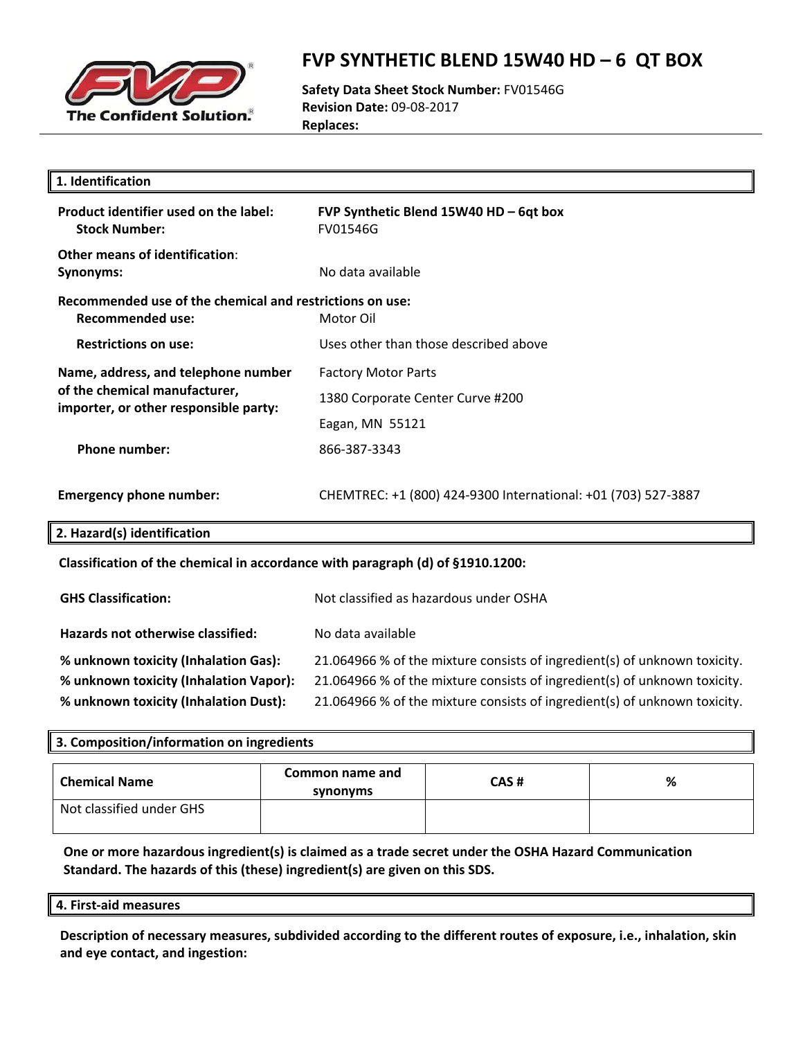# FVP SYNTHETIC BLEND 15W40 HD – 6 QT BOX

**Safety Data Sheet Stock Number:** FV01546G
**Revision Date:** 09-08-2017
**Replaces:**

## 1. Identification

**Product identifier used on the label:** **FVP Synthetic Blend 15W40 HD – 6qt box**
**Stock Number:** FV01546G

**Other means of identification:**
**Synonyms:** No data available

**Recommended use of the chemical and restrictions on use:**
**Recommended use:** Motor Oil

**Restrictions on use:** Uses other than those described above

**Name, address, and telephone number of the chemical manufacturer, importer, or other responsible party:**
Factory Motor Parts
1380 Corporate Center Curve #200
Eagan, MN 55121

**Phone number:** 866-387-3343

**Emergency phone number:** CHEMTREC: +1 (800) 424-9300 International: +01 (703) 527-3887

## 2. Hazard(s) identification

**Classification of the chemical in accordance with paragraph (d) of §1910.1200:**

**GHS Classification:** Not classified as hazardous under OSHA

**Hazards not otherwise classified:** No data available

**% unknown toxicity (Inhalation Gas):** 21.064966 % of the mixture consists of ingredient(s) of unknown toxicity.
**% unknown toxicity (Inhalation Vapor):** 21.064966 % of the mixture consists of ingredient(s) of unknown toxicity.
**% unknown toxicity (Inhalation Dust):** 21.064966 % of the mixture consists of ingredient(s) of unknown toxicity.

## 3. Composition/information on ingredients

| Chemical Name | Common name and synonyms | CAS # | % |
|---|---|---|---|
| Not classified under GHS | | | |

**One or more hazardous ingredient(s) is claimed as a trade secret under the OSHA Hazard Communication Standard. The hazards of this (these) ingredient(s) are given on this SDS.**

## 4. First-aid measures

**Description of necessary measures, subdivided according to the different routes of exposure, i.e., inhalation, skin and eye contact, and ingestion:**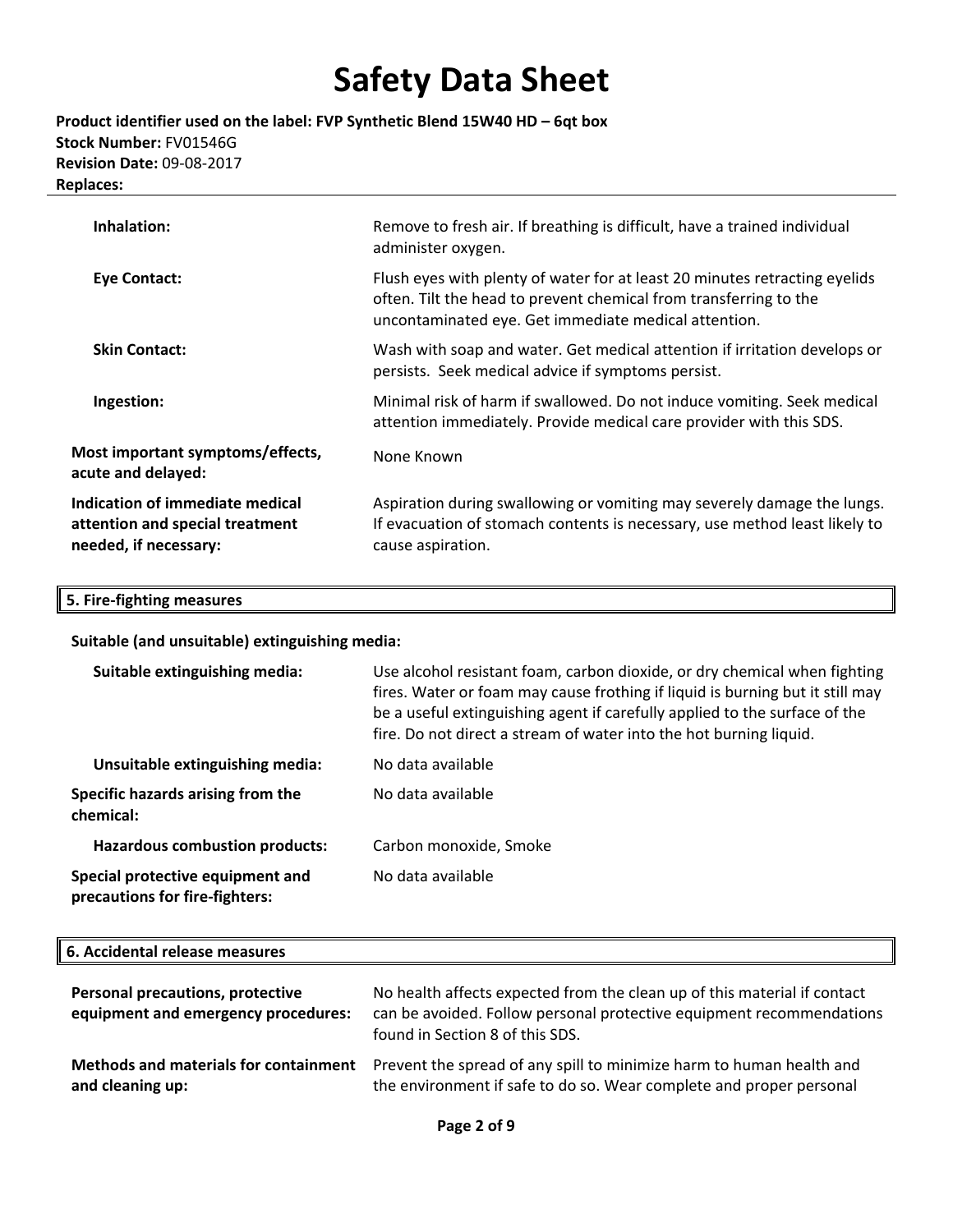| | |
|---|---|
| **Inhalation:** | Remove to fresh air. If breathing is difficult, have a trained individual administer oxygen. |
| **Eye Contact:** | Flush eyes with plenty of water for at least 20 minutes retracting eyelids often. Tilt the head to prevent chemical from transferring to the uncontaminated eye. Get immediate medical attention. |
| **Skin Contact:** | Wash with soap and water. Get medical attention if irritation develops or persists. Seek medical advice if symptoms persist. |
| **Ingestion:** | Minimal risk of harm if swallowed. Do not induce vomiting. Seek medical attention immediately. Provide medical care provider with this SDS. |
| **Most important symptoms/effects, acute and delayed:** | None Known |
| **Indication of immediate medical attention and special treatment needed, if necessary:** | Aspiration during swallowing or vomiting may severely damage the lungs. If evacuation of stomach contents is necessary, use method least likely to cause aspiration. |

## 5. Fire-fighting measures

**Suitable (and unsuitable) extinguishing media:**

| | |
|---|---|
| **Suitable extinguishing media:** | Use alcohol resistant foam, carbon dioxide, or dry chemical when fighting fires. Water or foam may cause frothing if liquid is burning but it still may be a useful extinguishing agent if carefully applied to the surface of the fire. Do not direct a stream of water into the hot burning liquid. |
| **Unsuitable extinguishing media:** | No data available |
| **Specific hazards arising from the chemical:** | No data available |
| **Hazardous combustion products:** | Carbon monoxide, Smoke |
| **Special protective equipment and precautions for fire-fighters:** | No data available |

## 6. Accidental release measures

| | |
|---|---|
| **Personal precautions, protective equipment and emergency procedures:** | No health affects expected from the clean up of this material if contact can be avoided. Follow personal protective equipment recommendations found in Section 8 of this SDS. |
| **Methods and materials for containment and cleaning up:** | Prevent the spread of any spill to minimize harm to human health and the environment if safe to do so. Wear complete and proper personal |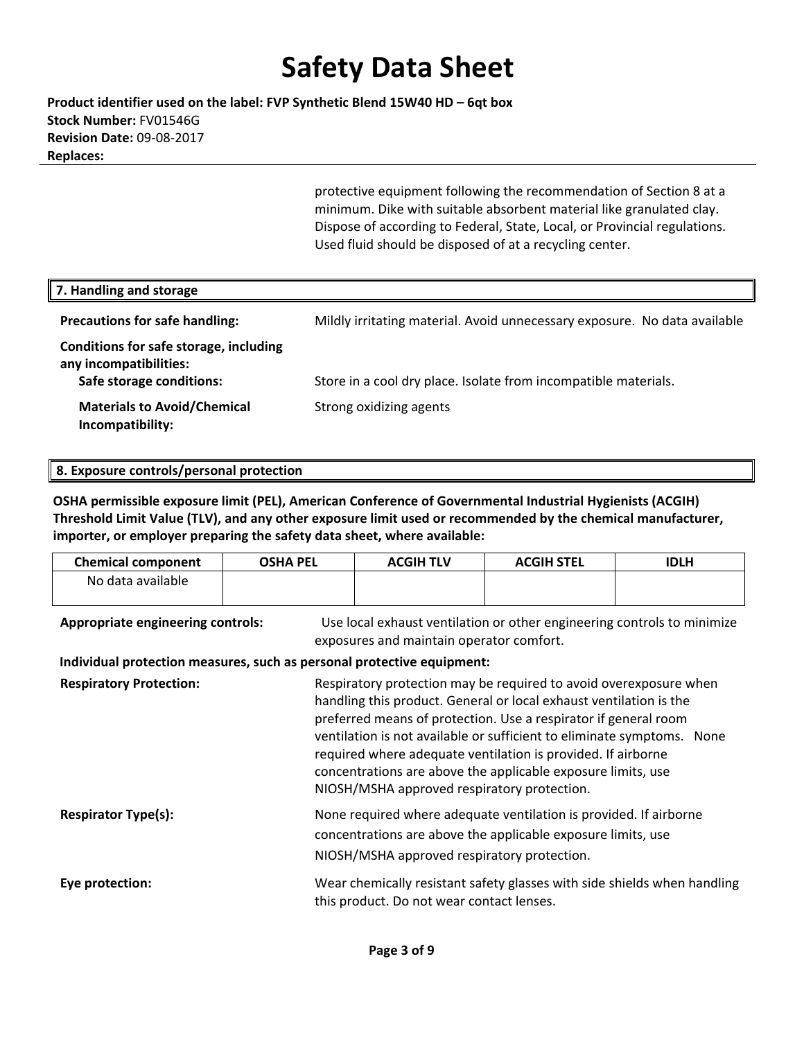protective equipment following the recommendation of Section 8 at a minimum. Dike with suitable absorbent material like granulated clay. Dispose of according to Federal, State, Local, or Provincial regulations. Used fluid should be disposed of at a recycling center.

## 7. Handling and storage

**Precautions for safe handling:** Mildly irritating material. Avoid unnecessary exposure. No data available

**Conditions for safe storage, including any incompatibilities:**

**Safe storage conditions:** Store in a cool dry place. Isolate from incompatible materials.

**Materials to Avoid/Chemical Incompatibility:** Strong oxidizing agents

## 8. Exposure controls/personal protection

**OSHA permissible exposure limit (PEL), American Conference of Governmental Industrial Hygienists (ACGIH) Threshold Limit Value (TLV), and any other exposure limit used or recommended by the chemical manufacturer, importer, or employer preparing the safety data sheet, where available:**

| Chemical component | OSHA PEL | ACGIH TLV | ACGIH STEL | IDLH |
|---|---|---|---|---|
| No data available | | | | |

**Appropriate engineering controls:** Use local exhaust ventilation or other engineering controls to minimize exposures and maintain operator comfort.

**Individual protection measures, such as personal protective equipment:**

**Respiratory Protection:** Respiratory protection may be required to avoid overexposure when handling this product. General or local exhaust ventilation is the preferred means of protection. Use a respirator if general room ventilation is not available or sufficient to eliminate symptoms. None required where adequate ventilation is provided. If airborne concentrations are above the applicable exposure limits, use NIOSH/MSHA approved respiratory protection.

**Respirator Type(s):** None required where adequate ventilation is provided. If airborne concentrations are above the applicable exposure limits, use NIOSH/MSHA approved respiratory protection.

**Eye protection:** Wear chemically resistant safety glasses with side shields when handling this product. Do not wear contact lenses.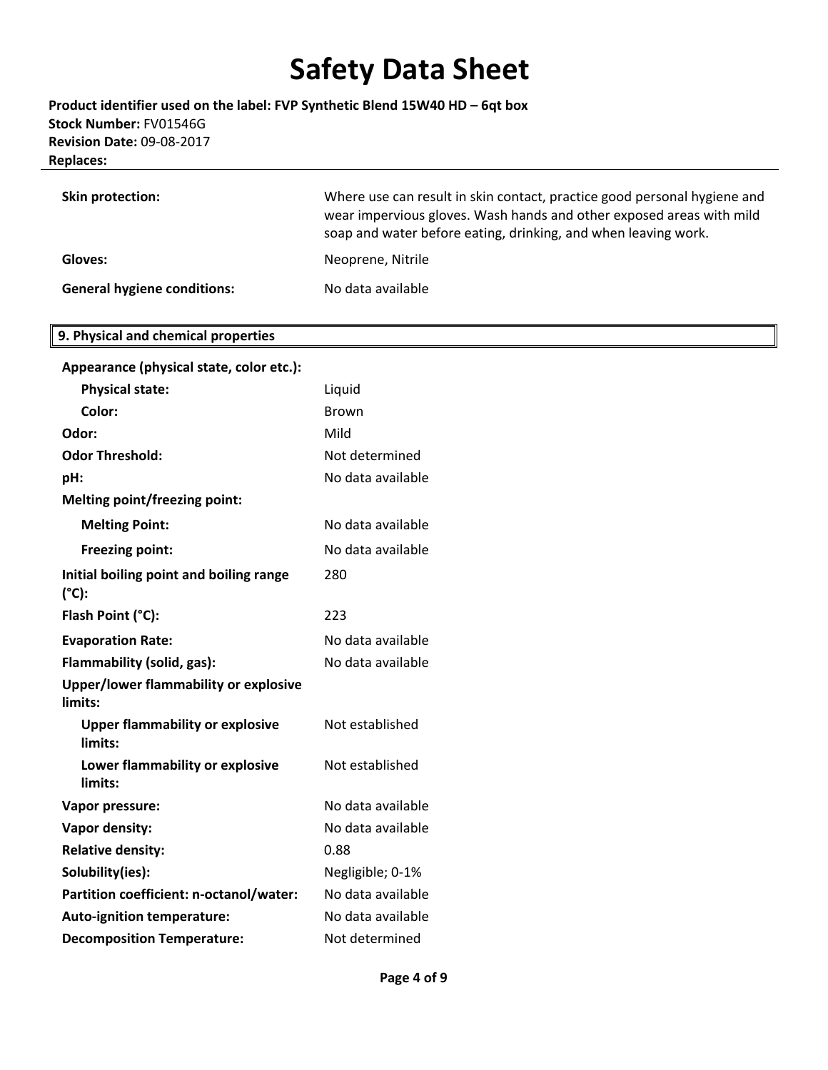| | |
|---|---|
| **Skin protection:** | Where use can result in skin contact, practice good personal hygiene and wear impervious gloves. Wash hands and other exposed areas with mild soap and water before eating, drinking, and when leaving work. |
| **Gloves:** | Neoprene, Nitrile |
| **General hygiene conditions:** | No data available |

## 9. Physical and chemical properties

| | |
|---|---|
| **Appearance (physical state, color etc.):** | |
| **Physical state:** | Liquid |
| **Color:** | Brown |
| **Odor:** | Mild |
| **Odor Threshold:** | Not determined |
| **pH:** | No data available |
| **Melting point/freezing point:** | |
| **Melting Point:** | No data available |
| **Freezing point:** | No data available |
| **Initial boiling point and boiling range (°C):** | 280 |
| **Flash Point (°C):** | 223 |
| **Evaporation Rate:** | No data available |
| **Flammability (solid, gas):** | No data available |
| **Upper/lower flammability or explosive limits:** | |
| **Upper flammability or explosive limits:** | Not established |
| **Lower flammability or explosive limits:** | Not established |
| **Vapor pressure:** | No data available |
| **Vapor density:** | No data available |
| **Relative density:** | 0.88 |
| **Solubility(ies):** | Negligible; 0-1% |
| **Partition coefficient: n-octanol/water:** | No data available |
| **Auto-ignition temperature:** | No data available |
| **Decomposition Temperature:** | Not determined |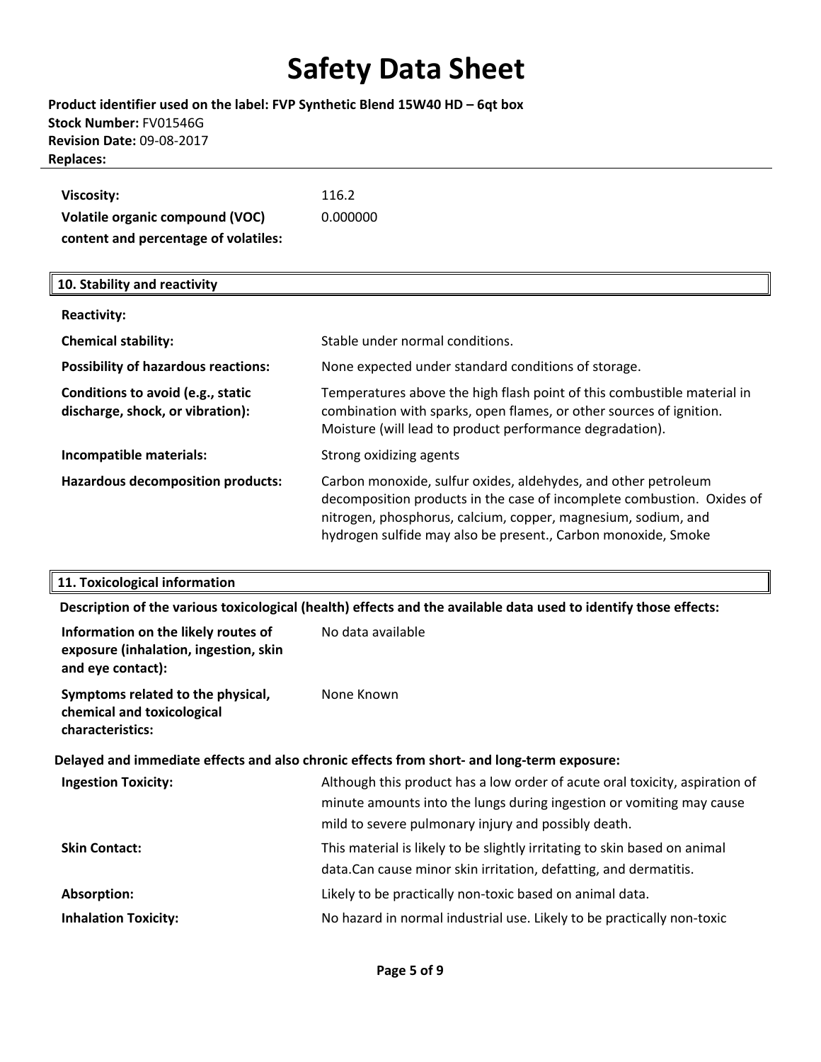| | |
|---|---|
| **Viscosity:** | 116.2 |
| **Volatile organic compound (VOC) content and percentage of volatiles:** | 0.000000 |

## 10. Stability and reactivity

| | |
|---|---|
| **Reactivity:** | |
| **Chemical stability:** | Stable under normal conditions. |
| **Possibility of hazardous reactions:** | None expected under standard conditions of storage. |
| **Conditions to avoid (e.g., static discharge, shock, or vibration):** | Temperatures above the high flash point of this combustible material in combination with sparks, open flames, or other sources of ignition. Moisture (will lead to product performance degradation). |
| **Incompatible materials:** | Strong oxidizing agents |
| **Hazardous decomposition products:** | Carbon monoxide, sulfur oxides, aldehydes, and other petroleum decomposition products in the case of incomplete combustion. Oxides of nitrogen, phosphorus, calcium, copper, magnesium, sodium, and hydrogen sulfide may also be present., Carbon monoxide, Smoke |

## 11. Toxicological information

**Description of the various toxicological (health) effects and the available data used to identify those effects:**

| | |
|---|---|
| **Information on the likely routes of exposure (inhalation, ingestion, skin and eye contact):** | No data available |
| **Symptoms related to the physical, chemical and toxicological characteristics:** | None Known |

**Delayed and immediate effects and also chronic effects from short- and long-term exposure:**

| | |
|---|---|
| **Ingestion Toxicity:** | Although this product has a low order of acute oral toxicity, aspiration of minute amounts into the lungs during ingestion or vomiting may cause mild to severe pulmonary injury and possibly death. |
| **Skin Contact:** | This material is likely to be slightly irritating to skin based on animal data.Can cause minor skin irritation, defatting, and dermatitis. |
| **Absorption:** | Likely to be practically non-toxic based on animal data. |
| **Inhalation Toxicity:** | No hazard in normal industrial use. Likely to be practically non-toxic |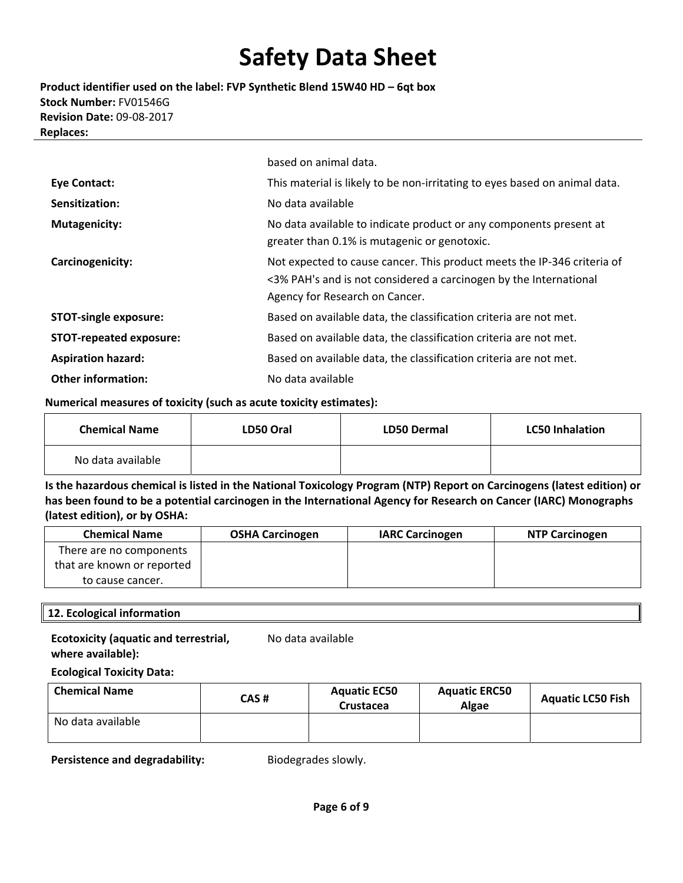| | |
|---|---|
| | based on animal data. |
| **Eye Contact:** | This material is likely to be non-irritating to eyes based on animal data. |
| **Sensitization:** | No data available |
| **Mutagenicity:** | No data available to indicate product or any components present at greater than 0.1% is mutagenic or genotoxic. |
| **Carcinogenicity:** | Not expected to cause cancer. This product meets the IP-346 criteria of <3% PAH's and is not considered a carcinogen by the International Agency for Research on Cancer. |
| **STOT-single exposure:** | Based on available data, the classification criteria are not met. |
| **STOT-repeated exposure:** | Based on available data, the classification criteria are not met. |
| **Aspiration hazard:** | Based on available data, the classification criteria are not met. |
| **Other information:** | No data available |

**Numerical measures of toxicity (such as acute toxicity estimates):**

| Chemical Name | LD50 Oral | LD50 Dermal | LC50 Inhalation |
|---|---|---|---|
| No data available | | | |

**Is the hazardous chemical is listed in the National Toxicology Program (NTP) Report on Carcinogens (latest edition) or has been found to be a potential carcinogen in the International Agency for Research on Cancer (IARC) Monographs (latest edition), or by OSHA:**

| Chemical Name | OSHA Carcinogen | IARC Carcinogen | NTP Carcinogen |
|---|---|---|---|
| There are no components that are known or reported to cause cancer. | | | |

## 12. Ecological information

**Ecotoxicity (aquatic and terrestrial, where available):** No data available

**Ecological Toxicity Data:**

| Chemical Name | CAS # | Aquatic EC50 Crustacea | Aquatic ERC50 Algae | Aquatic LC50 Fish |
|---|---|---|---|---|
| No data available | | | | |

**Persistence and degradability:** Biodegrades slowly.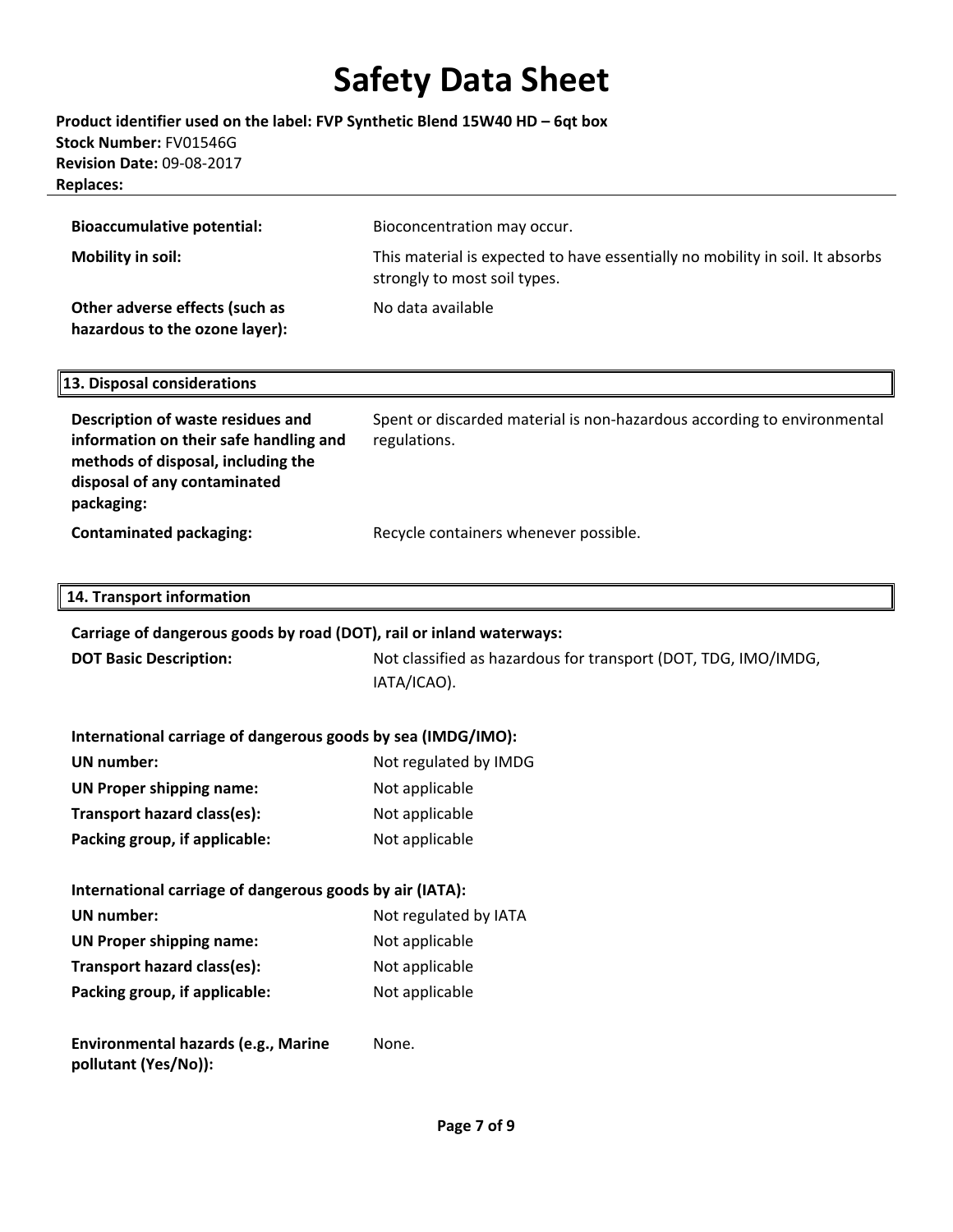| | |
|---|---|
| **Bioaccumulative potential:** | Bioconcentration may occur. |
| **Mobility in soil:** | This material is expected to have essentially no mobility in soil. It absorbs strongly to most soil types. |
| **Other adverse effects (such as hazardous to the ozone layer):** | No data available |

## 13. Disposal considerations

| | |
|---|---|
| **Description of waste residues and information on their safe handling and methods of disposal, including the disposal of any contaminated packaging:** | Spent or discarded material is non-hazardous according to environmental regulations. |
| **Contaminated packaging:** | Recycle containers whenever possible. |

## 14. Transport information

**Carriage of dangerous goods by road (DOT), rail or inland waterways:**

| | |
|---|---|
| **DOT Basic Description:** | Not classified as hazardous for transport (DOT, TDG, IMO/IMDG, IATA/ICAO). |

**International carriage of dangerous goods by sea (IMDG/IMO):**

| | |
|---|---|
| **UN number:** | Not regulated by IMDG |
| **UN Proper shipping name:** | Not applicable |
| **Transport hazard class(es):** | Not applicable |
| **Packing group, if applicable:** | Not applicable |

**International carriage of dangerous goods by air (IATA):**

| | |
|---|---|
| **UN number:** | Not regulated by IATA |
| **UN Proper shipping name:** | Not applicable |
| **Transport hazard class(es):** | Not applicable |
| **Packing group, if applicable:** | Not applicable |

| | |
|---|---|
| **Environmental hazards (e.g., Marine pollutant (Yes/No)):** | None. |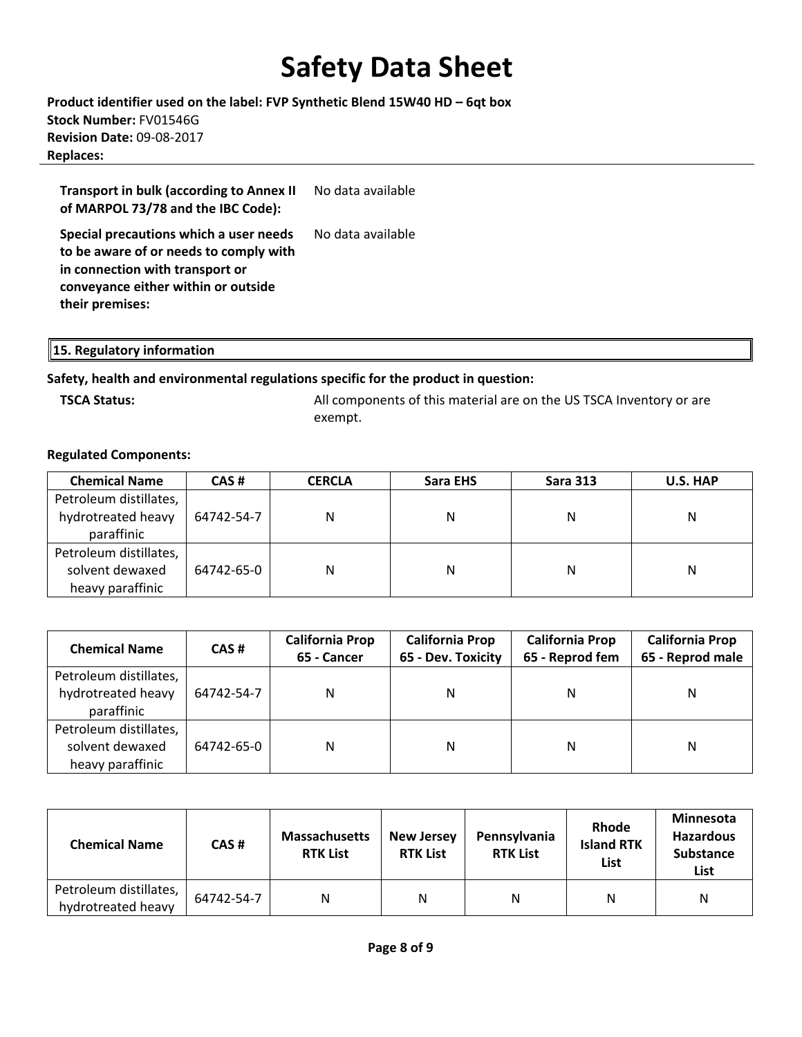| | |
|---|---|
| **Transport in bulk (according to Annex II of MARPOL 73/78 and the IBC Code):** | No data available |
| **Special precautions which a user needs to be aware of or needs to comply with in connection with transport or conveyance either within or outside their premises:** | No data available |

## 15. Regulatory information

**Safety, health and environmental regulations specific for the product in question:**

**TSCA Status:** All components of this material are on the US TSCA Inventory or are exempt.

**Regulated Components:**

| Chemical Name | CAS # | CERCLA | Sara EHS | Sara 313 | U.S. HAP |
|---|---|---|---|---|---|
| Petroleum distillates, hydrotreated heavy paraffinic | 64742-54-7 | N | N | N | N |
| Petroleum distillates, solvent dewaxed heavy paraffinic | 64742-65-0 | N | N | N | N |

| Chemical Name | CAS # | California Prop 65 - Cancer | California Prop 65 - Dev. Toxicity | California Prop 65 - Reprod fem | California Prop 65 - Reprod male |
|---|---|---|---|---|---|
| Petroleum distillates, hydrotreated heavy paraffinic | 64742-54-7 | N | N | N | N |
| Petroleum distillates, solvent dewaxed heavy paraffinic | 64742-65-0 | N | N | N | N |

| Chemical Name | CAS # | Massachusetts RTK List | New Jersey RTK List | Pennsylvania RTK List | Rhode Island RTK List | Minnesota Hazardous Substance List |
|---|---|---|---|---|---|---|
| Petroleum distillates, hydrotreated heavy | 64742-54-7 | N | N | N | N | N |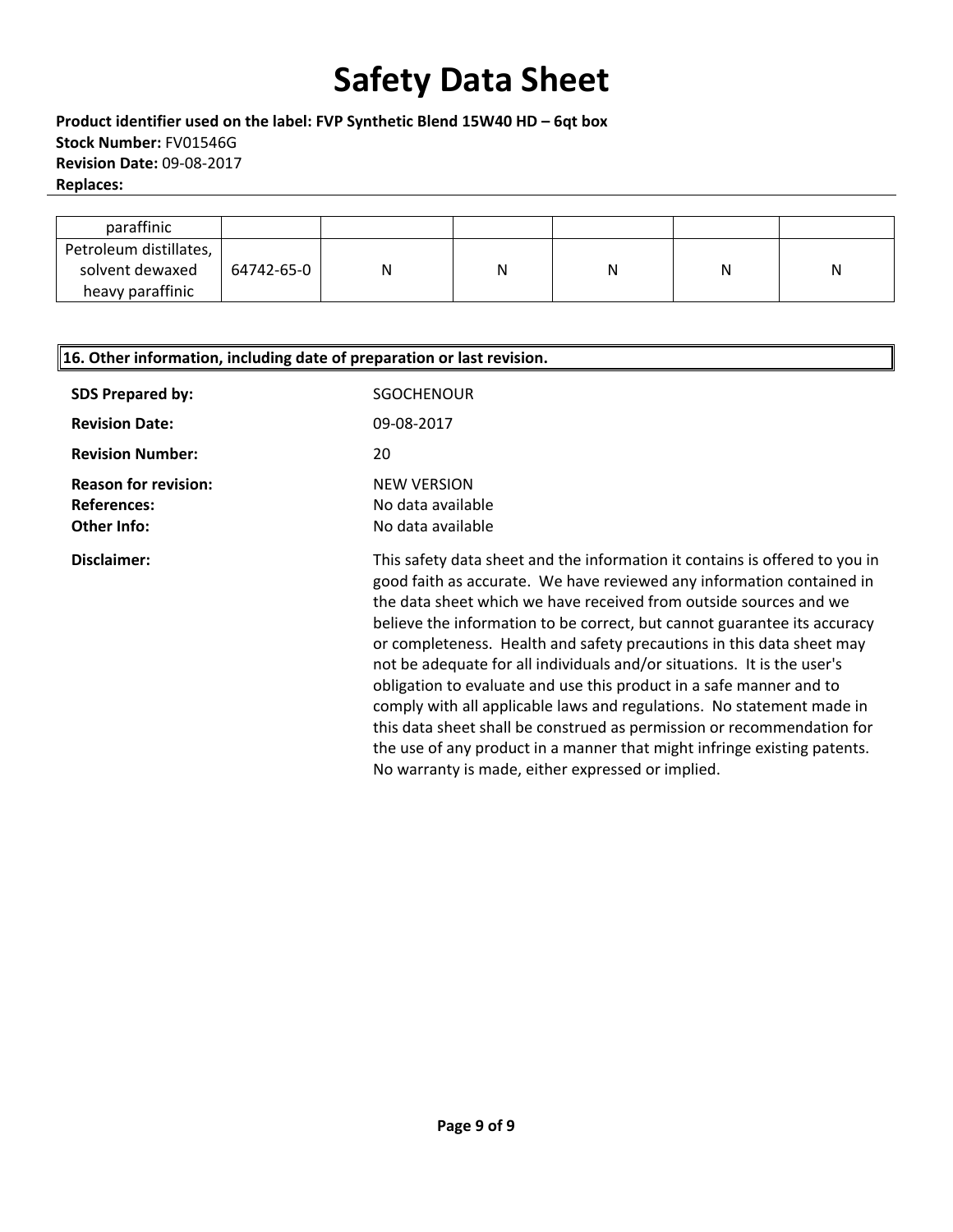| | | | | | | |
|---|---|---|---|---|---|---|
| paraffinic | | | | | | |
| Petroleum distillates, solvent dewaxed heavy paraffinic | 64742-65-0 | N | N | N | N | N |

## 16. Other information, including date of preparation or last revision.

**SDS Prepared by:** SGOCHENOUR

**Revision Date:** 09-08-2017

**Revision Number:** 20

**Reason for revision:** NEW VERSION
**References:** No data available
**Other Info:** No data available

**Disclaimer:** This safety data sheet and the information it contains is offered to you in good faith as accurate. We have reviewed any information contained in the data sheet which we have received from outside sources and we believe the information to be correct, but cannot guarantee its accuracy or completeness. Health and safety precautions in this data sheet may not be adequate for all individuals and/or situations. It is the user's obligation to evaluate and use this product in a safe manner and to comply with all applicable laws and regulations. No statement made in this data sheet shall be construed as permission or recommendation for the use of any product in a manner that might infringe existing patents. No warranty is made, either expressed or implied.